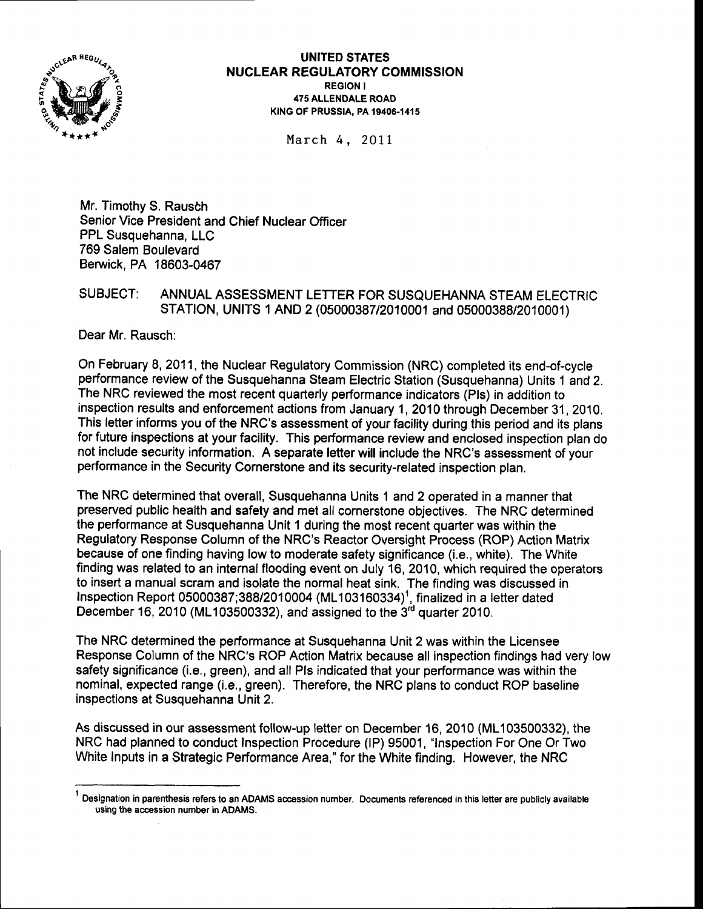**UNITED STATES**
**NUCLEAR REGULATORY COMMISSION**
**REGION I**
**475 ALLENDALE ROAD**
**KING OF PRUSSIA, PA 19406-1415**

March 4, 2011

Mr. Timothy S. Rausch
Senior Vice President and Chief Nuclear Officer
PPL Susquehanna, LLC
769 Salem Boulevard
Berwick, PA 18603-0467

SUBJECT: ANNUAL ASSESSMENT LETTER FOR SUSQUEHANNA STEAM ELECTRIC STATION, UNITS 1 AND 2 (05000387/2010001 and 05000388/2010001)

Dear Mr. Rausch:

On February 8, 2011, the Nuclear Regulatory Commission (NRC) completed its end-of-cycle performance review of the Susquehanna Steam Electric Station (Susquehanna) Units 1 and 2. The NRC reviewed the most recent quarterly performance indicators (PIs) in addition to inspection results and enforcement actions from January 1, 2010 through December 31, 2010. This letter informs you of the NRC's assessment of your facility during this period and its plans for future inspections at your facility. This performance review and enclosed inspection plan do not include security information. A separate letter will include the NRC's assessment of your performance in the Security Cornerstone and its security-related inspection plan.

The NRC determined that overall, Susquehanna Units 1 and 2 operated in a manner that preserved public health and safety and met all cornerstone objectives. The NRC determined the performance at Susquehanna Unit 1 during the most recent quarter was within the Regulatory Response Column of the NRC's Reactor Oversight Process (ROP) Action Matrix because of one finding having low to moderate safety significance (i.e., white). The White finding was related to an internal flooding event on July 16, 2010, which required the operators to insert a manual scram and isolate the normal heat sink. The finding was discussed in Inspection Report 05000387;388/2010004 (ML103160334)[1], finalized in a letter dated December 16, 2010 (ML103500332), and assigned to the 3rd quarter 2010.

The NRC determined the performance at Susquehanna Unit 2 was within the Licensee Response Column of the NRC's ROP Action Matrix because all inspection findings had very low safety significance (i.e., green), and all PIs indicated that your performance was within the nominal, expected range (i.e., green). Therefore, the NRC plans to conduct ROP baseline inspections at Susquehanna Unit 2.

As discussed in our assessment follow-up letter on December 16, 2010 (ML103500332), the NRC had planned to conduct Inspection Procedure (IP) 95001, "Inspection For One Or Two White Inputs in a Strategic Performance Area," for the White finding. However, the NRC

[1] Designation in parenthesis refers to an ADAMS accession number. Documents referenced in this letter are publicly available using the accession number in ADAMS.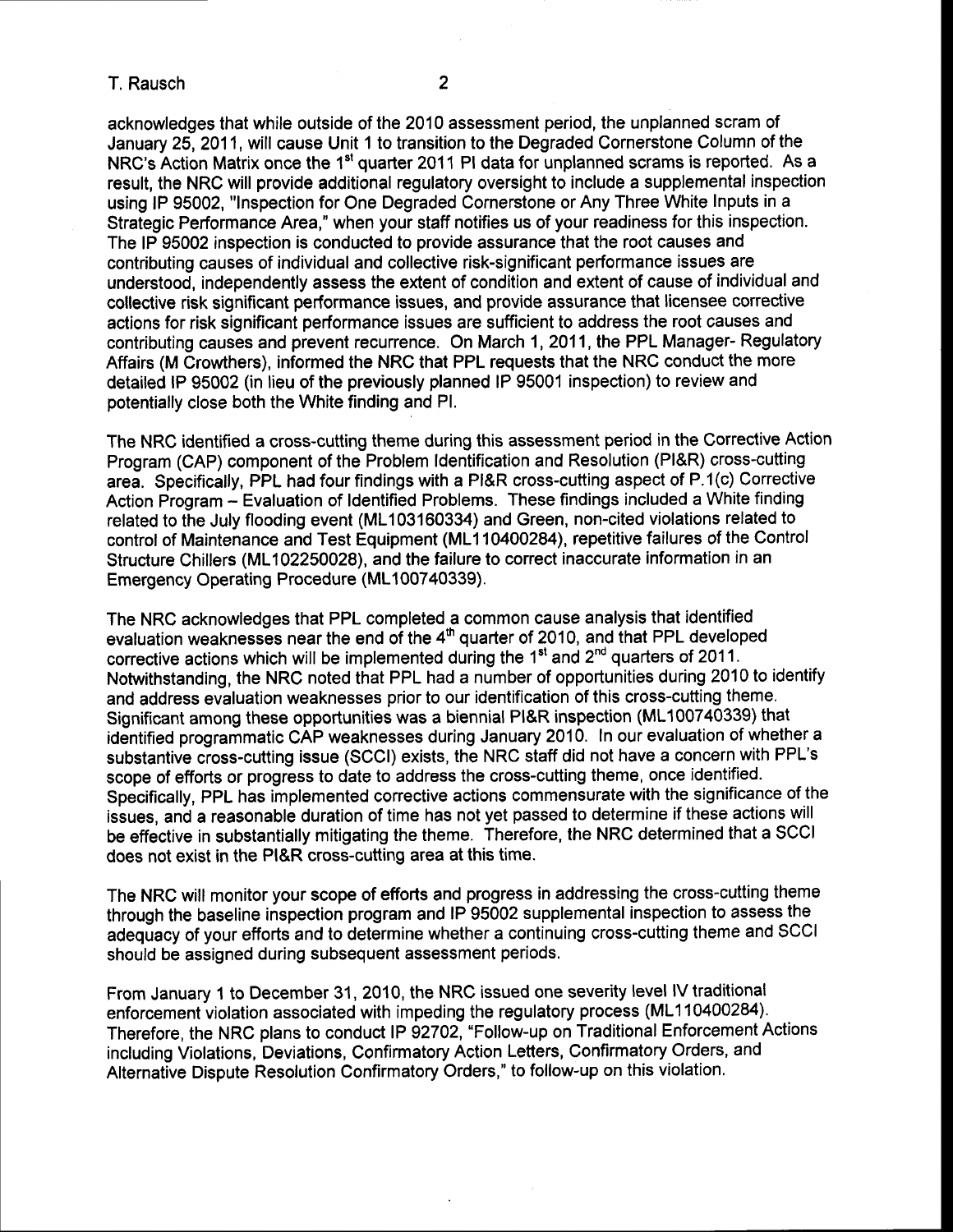acknowledges that while outside of the 2010 assessment period, the unplanned scram of January 25, 2011, will cause Unit 1 to transition to the Degraded Cornerstone Column of the NRC's Action Matrix once the 1st quarter 2011 PI data for unplanned scrams is reported. As a result, the NRC will provide additional regulatory oversight to include a supplemental inspection using IP 95002, "Inspection for One Degraded Cornerstone or Any Three White Inputs in a Strategic Performance Area," when your staff notifies us of your readiness for this inspection. The IP 95002 inspection is conducted to provide assurance that the root causes and contributing causes of individual and collective risk-significant performance issues are understood, independently assess the extent of condition and extent of cause of individual and collective risk significant performance issues, and provide assurance that licensee corrective actions for risk significant performance issues are sufficient to address the root causes and contributing causes and prevent recurrence. On March 1, 2011, the PPL Manager- Regulatory Affairs (M Crowthers), informed the NRC that PPL requests that the NRC conduct the more detailed IP 95002 (in lieu of the previously planned IP 95001 inspection) to review and potentially close both the White finding and PI.

The NRC identified a cross-cutting theme during this assessment period in the Corrective Action Program (CAP) component of the Problem Identification and Resolution (PI&R) cross-cutting area. Specifically, PPL had four findings with a PI&R cross-cutting aspect of P.1(c) Corrective Action Program – Evaluation of Identified Problems. These findings included a White finding related to the July flooding event (ML103160334) and Green, non-cited violations related to control of Maintenance and Test Equipment (ML110400284), repetitive failures of the Control Structure Chillers (ML102250028), and the failure to correct inaccurate information in an Emergency Operating Procedure (ML100740339).

The NRC acknowledges that PPL completed a common cause analysis that identified evaluation weaknesses near the end of the 4th quarter of 2010, and that PPL developed corrective actions which will be implemented during the 1st and 2nd quarters of 2011. Notwithstanding, the NRC noted that PPL had a number of opportunities during 2010 to identify and address evaluation weaknesses prior to our identification of this cross-cutting theme. Significant among these opportunities was a biennial PI&R inspection (ML100740339) that identified programmatic CAP weaknesses during January 2010. In our evaluation of whether a substantive cross-cutting issue (SCCI) exists, the NRC staff did not have a concern with PPL's scope of efforts or progress to date to address the cross-cutting theme, once identified. Specifically, PPL has implemented corrective actions commensurate with the significance of the issues, and a reasonable duration of time has not yet passed to determine if these actions will be effective in substantially mitigating the theme. Therefore, the NRC determined that a SCCI does not exist in the PI&R cross-cutting area at this time.

The NRC will monitor your scope of efforts and progress in addressing the cross-cutting theme through the baseline inspection program and IP 95002 supplemental inspection to assess the adequacy of your efforts and to determine whether a continuing cross-cutting theme and SCCI should be assigned during subsequent assessment periods.

From January 1 to December 31, 2010, the NRC issued one severity level IV traditional enforcement violation associated with impeding the regulatory process (ML110400284). Therefore, the NRC plans to conduct IP 92702, "Follow-up on Traditional Enforcement Actions including Violations, Deviations, Confirmatory Action Letters, Confirmatory Orders, and Alternative Dispute Resolution Confirmatory Orders," to follow-up on this violation.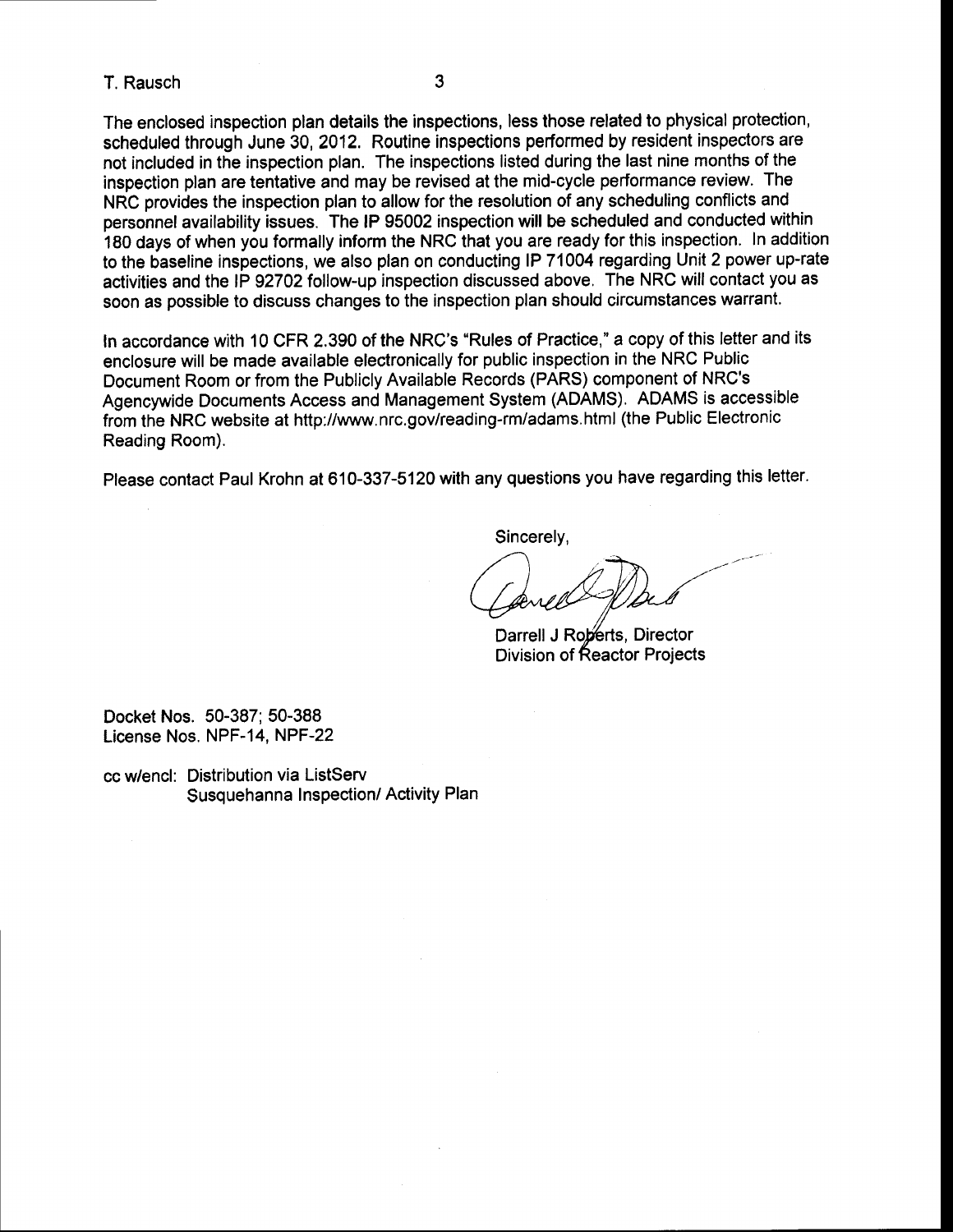The enclosed inspection plan details the inspections, less those related to physical protection, scheduled through June 30, 2012. Routine inspections performed by resident inspectors are not included in the inspection plan. The inspections listed during the last nine months of the inspection plan are tentative and may be revised at the mid-cycle performance review. The NRC provides the inspection plan to allow for the resolution of any scheduling conflicts and personnel availability issues. The IP 95002 inspection will be scheduled and conducted within 180 days of when you formally inform the NRC that you are ready for this inspection. In addition to the baseline inspections, we also plan on conducting IP 71004 regarding Unit 2 power up-rate activities and the IP 92702 follow-up inspection discussed above. The NRC will contact you as soon as possible to discuss changes to the inspection plan should circumstances warrant.

In accordance with 10 CFR 2.390 of the NRC's "Rules of Practice," a copy of this letter and its enclosure will be made available electronically for public inspection in the NRC Public Document Room or from the Publicly Available Records (PARS) component of NRC's Agencywide Documents Access and Management System (ADAMS). ADAMS is accessible from the NRC website at http://www.nrc.gov/reading-rm/adams.html (the Public Electronic Reading Room).

Please contact Paul Krohn at 610-337-5120 with any questions you have regarding this letter.

Sincerely,

Darrell J Roberts, Director
Division of Reactor Projects

Docket Nos. 50-387; 50-388
License Nos. NPF-14, NPF-22

cc w/encl: Distribution via ListServ
Susquehanna Inspection/ Activity Plan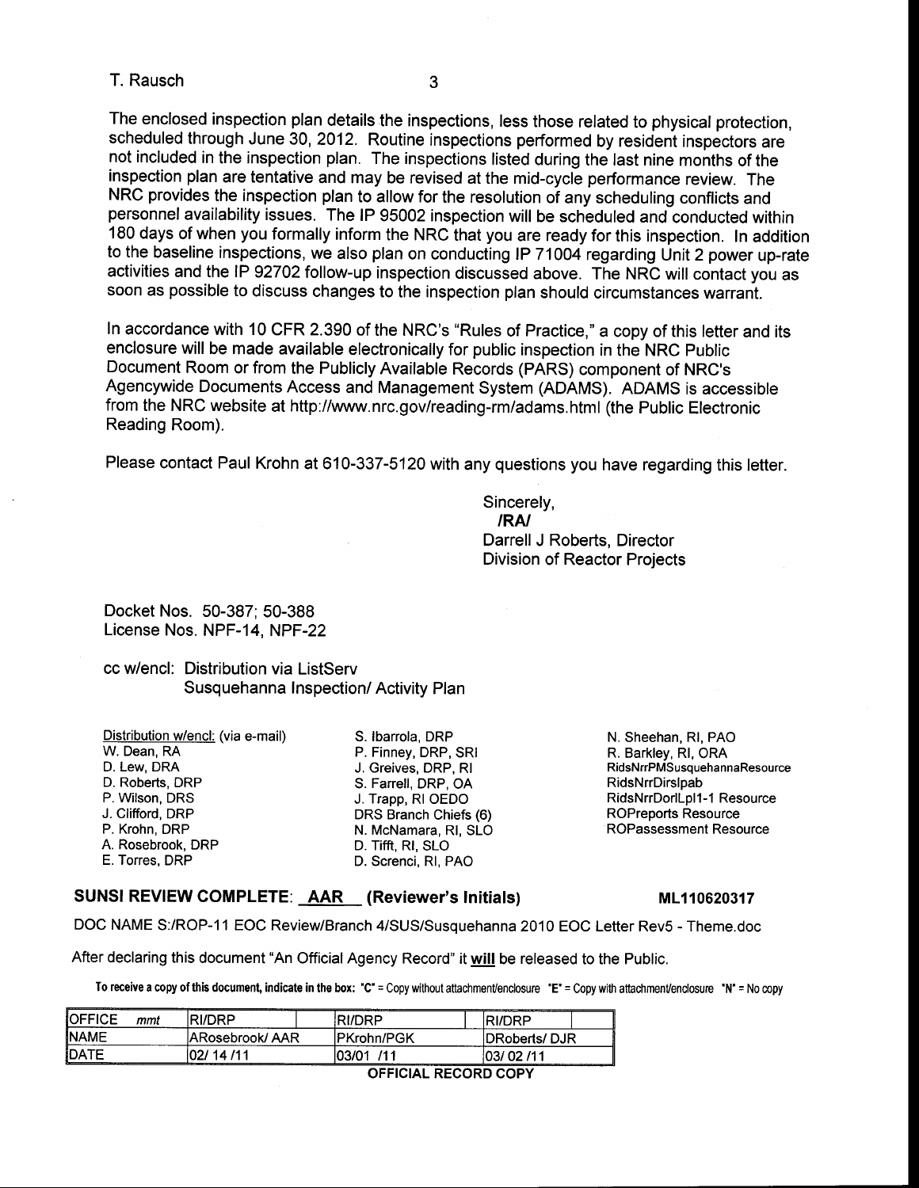The enclosed inspection plan details the inspections, less those related to physical protection, scheduled through June 30, 2012. Routine inspections performed by resident inspectors are not included in the inspection plan. The inspections listed during the last nine months of the inspection plan are tentative and may be revised at the mid-cycle performance review. The NRC provides the inspection plan to allow for the resolution of any scheduling conflicts and personnel availability issues. The IP 95002 inspection will be scheduled and conducted within 180 days of when you formally inform the NRC that you are ready for this inspection. In addition to the baseline inspections, we also plan on conducting IP 71004 regarding Unit 2 power up-rate activities and the IP 92702 follow-up inspection discussed above. The NRC will contact you as soon as possible to discuss changes to the inspection plan should circumstances warrant.

In accordance with 10 CFR 2.390 of the NRC's "Rules of Practice," a copy of this letter and its enclosure will be made available electronically for public inspection in the NRC Public Document Room or from the Publicly Available Records (PARS) component of NRC's Agencywide Documents Access and Management System (ADAMS). ADAMS is accessible from the NRC website at http://www.nrc.gov/reading-rm/adams.html (the Public Electronic Reading Room).

Please contact Paul Krohn at 610-337-5120 with any questions you have regarding this letter.

Sincerely,
**/RA/**
Darrell J Roberts, Director
Division of Reactor Projects

Docket Nos. 50-387; 50-388
License Nos. NPF-14, NPF-22

cc w/encl: Distribution via ListServ
Susquehanna Inspection/ Activity Plan

Distribution w/encl: (via e-mail)
W. Dean, RA
D. Lew, DRA
D. Roberts, DRP
P. Wilson, DRS
J. Clifford, DRP
P. Krohn, DRP
A. Rosebrook, DRP
E. Torres, DRP
S. Ibarrola, DRP
P. Finney, DRP, SRI
J. Greives, DRP, RI
S. Farrell, DRP, OA
J. Trapp, RI OEDO
DRS Branch Chiefs (6)
N. McNamara, RI, SLO
D. Tifft, RI, SLO
D. Screnci, RI, PAO
N. Sheehan, RI, PAO
R. Barkley, RI, ORA
RidsNrrPMSusquehannaResource
RidsNrrDirslpab
RidsNrrDorlLpl1-1 Resource
ROPreports Resource
ROPassessment Resource

**SUNSI REVIEW COMPLETE: AAR (Reviewer's Initials)** **ML110620317**

DOC NAME S:/ROP-11 EOC Review/Branch 4/SUS/Susquehanna 2010 EOC Letter Rev5 - Theme.doc

After declaring this document "An Official Agency Record" it **will** be released to the Public.

**To receive a copy of this document, indicate in the box: "C" = Copy without attachment/enclosure "E" = Copy with attachment/enclosure "N" = No copy**

| OFFICE *mmt* | RI/DRP | RI/DRP | RI/DRP |
|---|---|---|---|
| NAME | ARosebrook/ AAR | PKrohn/PGK | DRoberts/ DJR |
| DATE | 02/ 14 /11 | 03/01 /11 | 03/ 02 /11 |

**OFFICIAL RECORD COPY**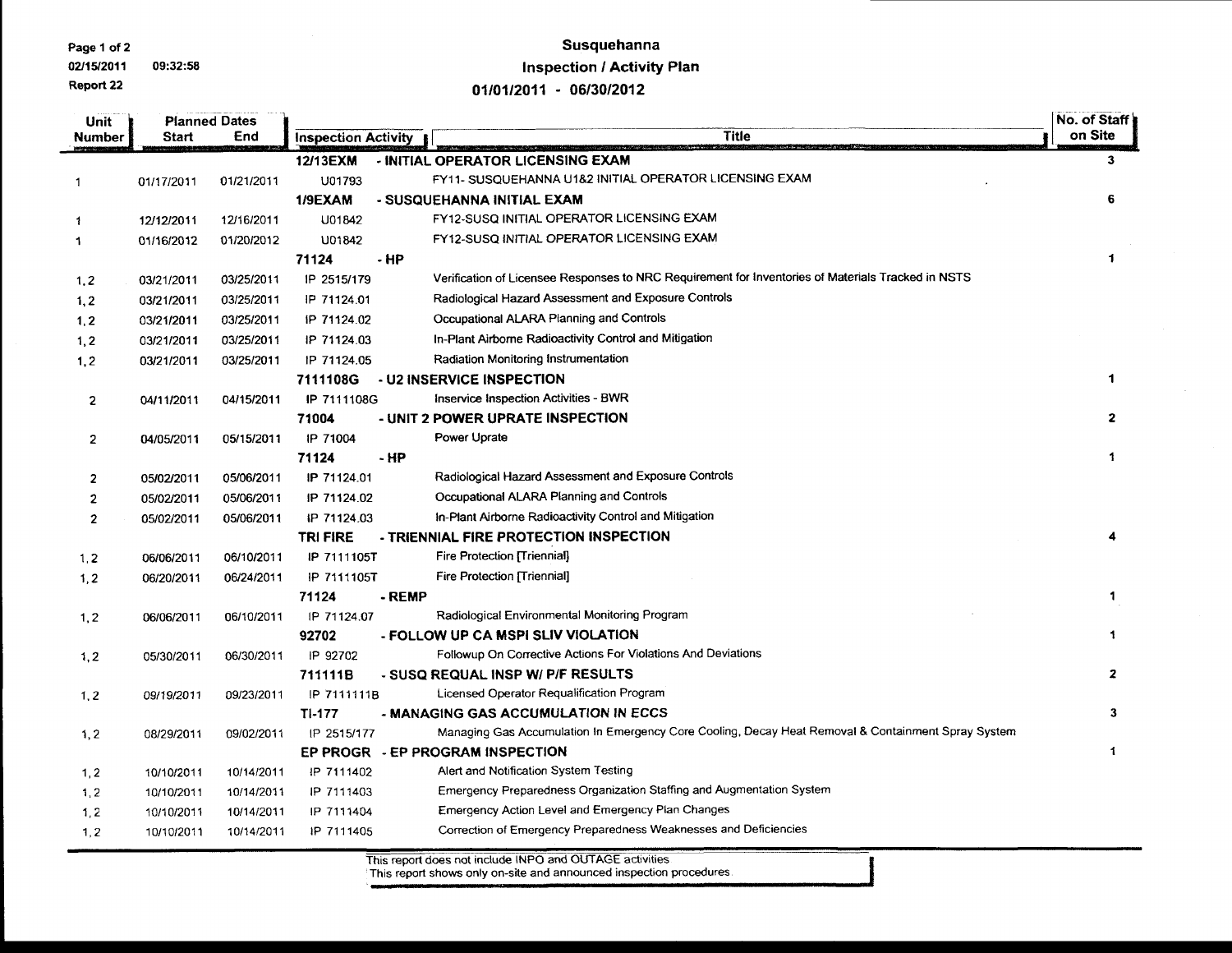02/15/2011 09:32:58
Report 22

# Susquehanna
## Inspection / Activity Plan
### 01/01/2011 - 06/30/2012

| Unit Number | Planned Dates Start | Planned Dates End | Inspection Activity | Title | No. of Staff on Site |
|---|---|---|---|---|---|
| | | | **12/13EXM** | **- INITIAL OPERATOR LICENSING EXAM** | **3** |
| 1 | 01/17/2011 | 01/21/2011 | U01793 | FY11- SUSQUEHANNA U1&2 INITIAL OPERATOR LICENSING EXAM | |
| | | | **1/9EXAM** | **- SUSQUEHANNA INITIAL EXAM** | **6** |
| 1 | 12/12/2011 | 12/16/2011 | U01842 | FY12-SUSQ INITIAL OPERATOR LICENSING EXAM | |
| 1 | 01/16/2012 | 01/20/2012 | U01842 | FY12-SUSQ INITIAL OPERATOR LICENSING EXAM | |
| | | | **71124** | **- HP** | **1** |
| 1, 2 | 03/21/2011 | 03/25/2011 | IP 2515/179 | Verification of Licensee Responses to NRC Requirement for Inventories of Materials Tracked in NSTS | |
| 1, 2 | 03/21/2011 | 03/25/2011 | IP 71124.01 | Radiological Hazard Assessment and Exposure Controls | |
| 1, 2 | 03/21/2011 | 03/25/2011 | IP 71124.02 | Occupational ALARA Planning and Controls | |
| 1, 2 | 03/21/2011 | 03/25/2011 | IP 71124.03 | In-Plant Airborne Radioactivity Control and Mitigation | |
| 1, 2 | 03/21/2011 | 03/25/2011 | IP 71124.05 | Radiation Monitoring Instrumentation | |
| | | | **7111108G** | **- U2 INSERVICE INSPECTION** | **1** |
| 2 | 04/11/2011 | 04/15/2011 | IP 7111108G | Inservice Inspection Activities - BWR | |
| | | | **71004** | **- UNIT 2 POWER UPRATE INSPECTION** | **2** |
| 2 | 04/05/2011 | 05/15/2011 | IP 71004 | Power Uprate | |
| | | | **71124** | **- HP** | **1** |
| 2 | 05/02/2011 | 05/06/2011 | IP 71124.01 | Radiological Hazard Assessment and Exposure Controls | |
| 2 | 05/02/2011 | 05/06/2011 | IP 71124.02 | Occupational ALARA Planning and Controls | |
| 2 | 05/02/2011 | 05/06/2011 | IP 71124.03 | In-Plant Airborne Radioactivity Control and Mitigation | |
| | | | **TRI FIRE** | **- TRIENNIAL FIRE PROTECTION INSPECTION** | **4** |
| 1, 2 | 06/06/2011 | 06/10/2011 | IP 7111105T | Fire Protection [Triennial] | |
| 1, 2 | 06/20/2011 | 06/24/2011 | IP 7111105T | Fire Protection [Triennial] | |
| | | | **71124** | **- REMP** | **1** |
| 1, 2 | 06/06/2011 | 06/10/2011 | IP 71124.07 | Radiological Environmental Monitoring Program | |
| | | | **92702** | **- FOLLOW UP CA MSPI SLIV VIOLATION** | **1** |
| 1, 2 | 05/30/2011 | 06/30/2011 | IP 92702 | Followup On Corrective Actions For Violations And Deviations | |
| | | | **711111B** | **- SUSQ REQUAL INSP W/ P/F RESULTS** | **2** |
| 1, 2 | 09/19/2011 | 09/23/2011 | IP 7111111B | Licensed Operator Requalification Program | |
| | | | **TI-177** | **- MANAGING GAS ACCUMULATION IN ECCS** | **3** |
| 1, 2 | 08/29/2011 | 09/02/2011 | IP 2515/177 | Managing Gas Accumulation In Emergency Core Cooling, Decay Heat Removal & Containment Spray System | |
| | | | **EP PROGR** | **- EP PROGRAM INSPECTION** | **1** |
| 1, 2 | 10/10/2011 | 10/14/2011 | IP 7111402 | Alert and Notification System Testing | |
| 1, 2 | 10/10/2011 | 10/14/2011 | IP 7111403 | Emergency Preparedness Organization Staffing and Augmentation System | |
| 1, 2 | 10/10/2011 | 10/14/2011 | IP 7111404 | Emergency Action Level and Emergency Plan Changes | |
| 1, 2 | 10/10/2011 | 10/14/2011 | IP 7111405 | Correction of Emergency Preparedness Weaknesses and Deficiencies | |

This report does not include INPO and OUTAGE activities
This report shows only on-site and announced inspection procedures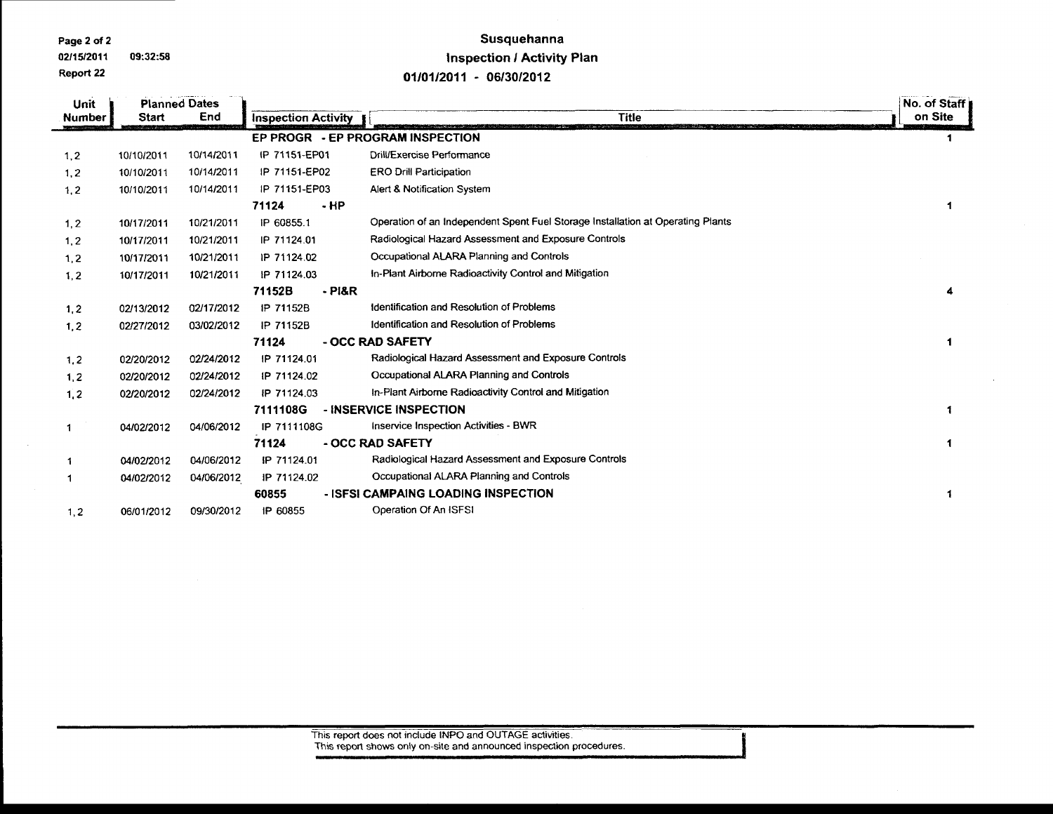Susquehanna

Inspection / Activity Plan

01/01/2011 - 06/30/2012

Report 22

| Unit Number | Planned Dates Start | End | Inspection Activity | Title | No. of Staff on Site |
|---|---|---|---|---|---|
| | | | **EP PROGR** | **- EP PROGRAM INSPECTION** | 1 |
| 1, 2 | 10/10/2011 | 10/14/2011 | IP 71151-EP01 | Drill/Exercise Performance | |
| 1, 2 | 10/10/2011 | 10/14/2011 | IP 71151-EP02 | ERO Drill Participation | |
| 1, 2 | 10/10/2011 | 10/14/2011 | IP 71151-EP03 | Alert & Notification System | |
| | | | **71124** | **- HP** | 1 |
| 1, 2 | 10/17/2011 | 10/21/2011 | IP 60855.1 | Operation of an Independent Spent Fuel Storage Installation at Operating Plants | |
| 1, 2 | 10/17/2011 | 10/21/2011 | IP 71124.01 | Radiological Hazard Assessment and Exposure Controls | |
| 1, 2 | 10/17/2011 | 10/21/2011 | IP 71124.02 | Occupational ALARA Planning and Controls | |
| 1, 2 | 10/17/2011 | 10/21/2011 | IP 71124.03 | In-Plant Airborne Radioactivity Control and Mitigation | |
| | | | **71152B** | **- PI&R** | 4 |
| 1, 2 | 02/13/2012 | 02/17/2012 | IP 71152B | Identification and Resolution of Problems | |
| 1, 2 | 02/27/2012 | 03/02/2012 | IP 71152B | Identification and Resolution of Problems | |
| | | | **71124** | **- OCC RAD SAFETY** | 1 |
| 1, 2 | 02/20/2012 | 02/24/2012 | IP 71124.01 | Radiological Hazard Assessment and Exposure Controls | |
| 1, 2 | 02/20/2012 | 02/24/2012 | IP 71124.02 | Occupational ALARA Planning and Controls | |
| 1, 2 | 02/20/2012 | 02/24/2012 | IP 71124.03 | In-Plant Airborne Radioactivity Control and Mitigation | |
| | | | **7111108G** | **- INSERVICE INSPECTION** | 1 |
| 1 | 04/02/2012 | 04/06/2012 | IP 7111108G | Inservice Inspection Activities - BWR | |
| | | | **71124** | **- OCC RAD SAFETY** | 1 |
| 1 | 04/02/2012 | 04/06/2012 | IP 71124.01 | Radiological Hazard Assessment and Exposure Controls | |
| 1 | 04/02/2012 | 04/06/2012 | IP 71124.02 | Occupational ALARA Planning and Controls | |
| | | | **60855** | **- ISFSI CAMPAING LOADING INSPECTION** | 1 |
| 1, 2 | 06/01/2012 | 09/30/2012 | IP 60855 | Operation Of An ISFSI | |

This report does not include INPO and OUTAGE activities.
This report shows only on-site and announced inspection procedures.